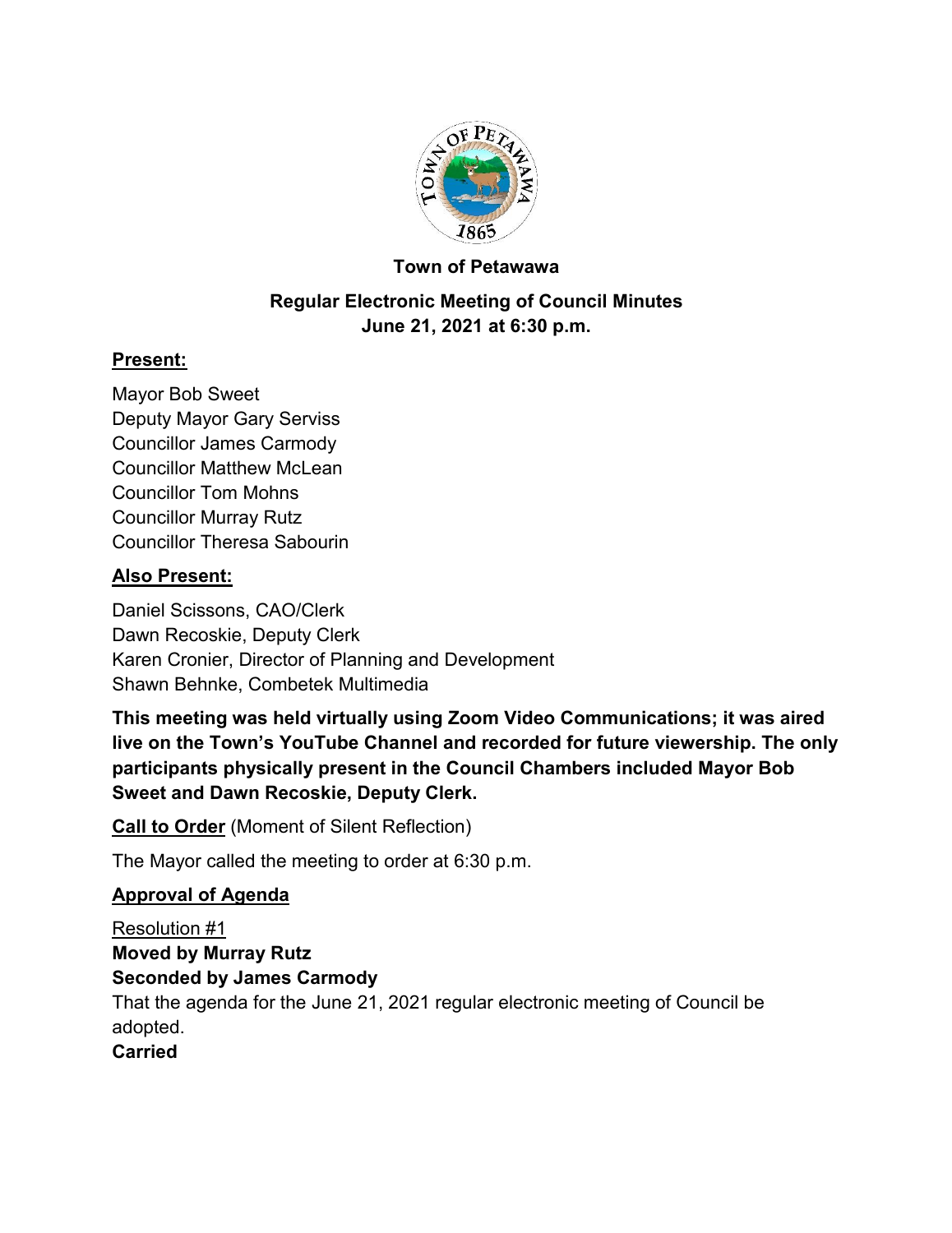**Town of Petawawa**

**Regular Electronic Meeting of Council Minutes**
**June 21, 2021 at 6:30 p.m.**

## Present:

Mayor Bob Sweet
Deputy Mayor Gary Serviss
Councillor James Carmody
Councillor Matthew McLean
Councillor Tom Mohns
Councillor Murray Rutz
Councillor Theresa Sabourin

## Also Present:

Daniel Scissons, CAO/Clerk
Dawn Recoskie, Deputy Clerk
Karen Cronier, Director of Planning and Development
Shawn Behnke, Combetek Multimedia

**This meeting was held virtually using Zoom Video Communications; it was aired live on the Town's YouTube Channel and recorded for future viewership. The only participants physically present in the Council Chambers included Mayor Bob Sweet and Dawn Recoskie, Deputy Clerk.**

**Call to Order** (Moment of Silent Reflection)

The Mayor called the meeting to order at 6:30 p.m.

**Approval of Agenda**

Resolution #1
**Moved by Murray Rutz**
**Seconded by James Carmody**
That the agenda for the June 21, 2021 regular electronic meeting of Council be adopted.
**Carried**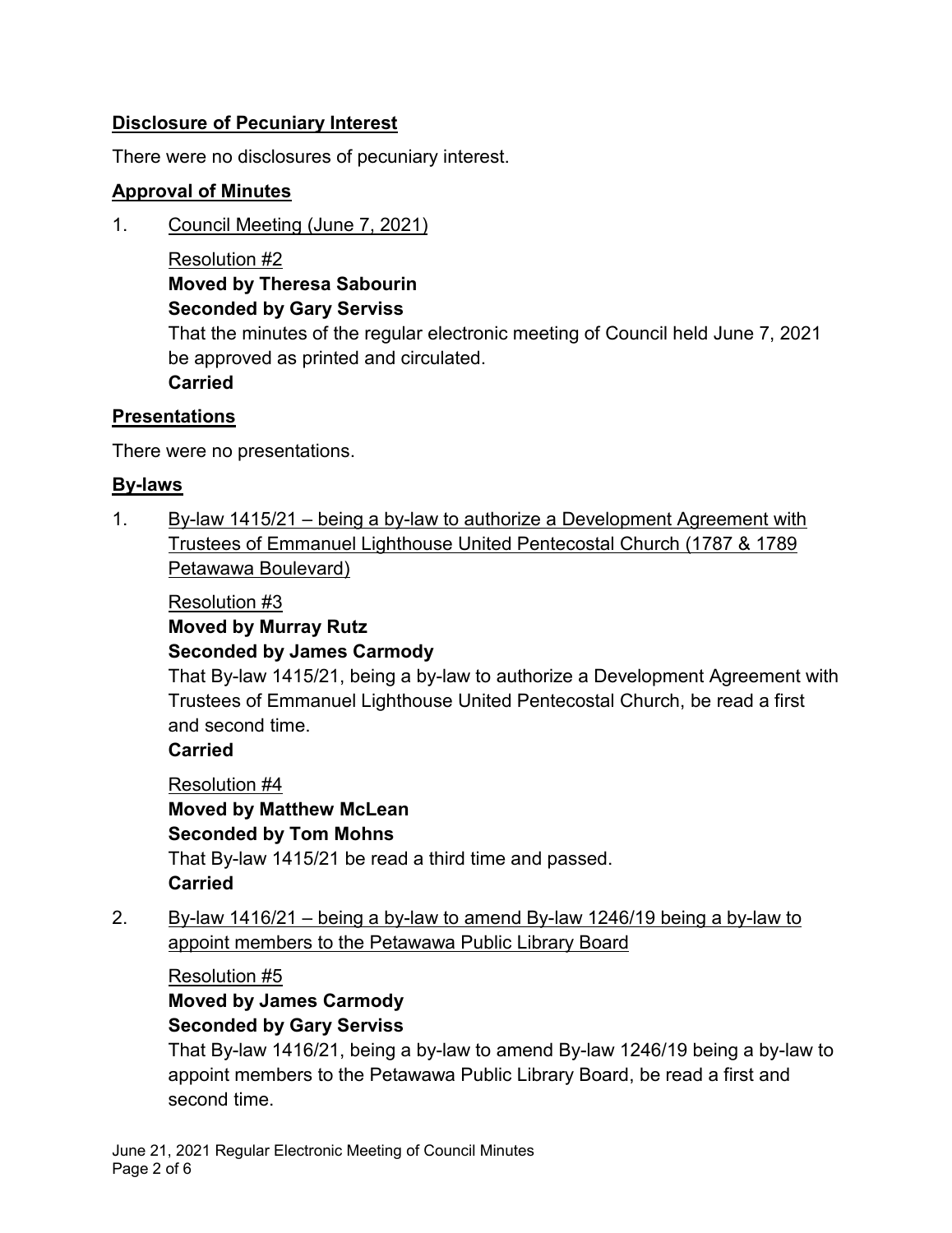## Disclosure of Pecuniary Interest

There were no disclosures of pecuniary interest.

## Approval of Minutes

1. Council Meeting (June 7, 2021)

   Resolution #2
   **Moved by Theresa Sabourin**
   **Seconded by Gary Serviss**
   That the minutes of the regular electronic meeting of Council held June 7, 2021 be approved as printed and circulated.
   **Carried**

## Presentations

There were no presentations.

## By-laws

1. By-law 1415/21 – being a by-law to authorize a Development Agreement with Trustees of Emmanuel Lighthouse United Pentecostal Church (1787 & 1789 Petawawa Boulevard)

   Resolution #3
   **Moved by Murray Rutz**
   **Seconded by James Carmody**
   That By-law 1415/21, being a by-law to authorize a Development Agreement with Trustees of Emmanuel Lighthouse United Pentecostal Church, be read a first and second time.
   **Carried**

   Resolution #4
   **Moved by Matthew McLean**
   **Seconded by Tom Mohns**
   That By-law 1415/21 be read a third time and passed.
   **Carried**

2. By-law 1416/21 – being a by-law to amend By-law 1246/19 being a by-law to appoint members to the Petawawa Public Library Board

   Resolution #5
   **Moved by James Carmody**
   **Seconded by Gary Serviss**
   That By-law 1416/21, being a by-law to amend By-law 1246/19 being a by-law to appoint members to the Petawawa Public Library Board, be read a first and second time.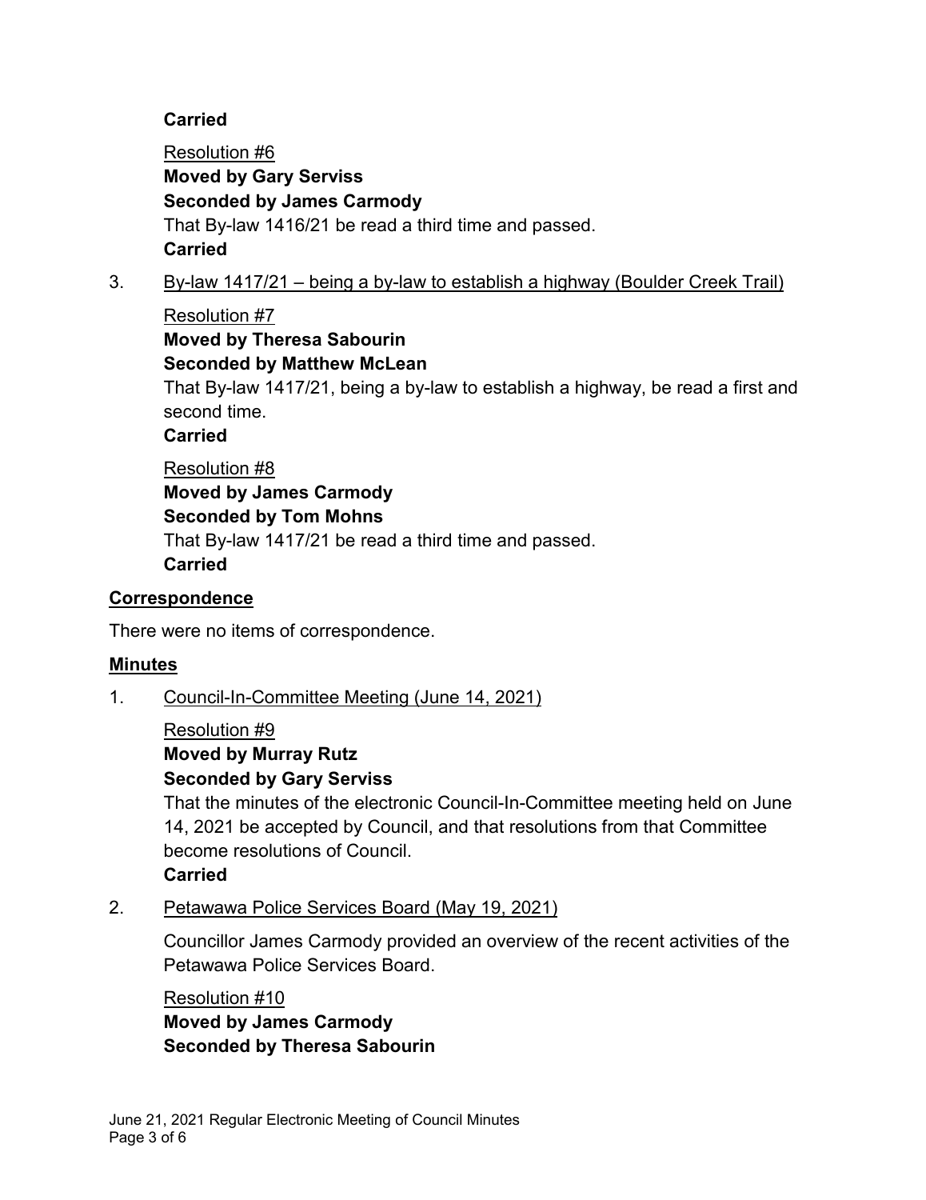**Carried**

Resolution #6
**Moved by Gary Serviss**
**Seconded by James Carmody**
That By-law 1416/21 be read a third time and passed.
**Carried**

3. By-law 1417/21 – being a by-law to establish a highway (Boulder Creek Trail)

Resolution #7
**Moved by Theresa Sabourin**
**Seconded by Matthew McLean**
That By-law 1417/21, being a by-law to establish a highway, be read a first and second time.
**Carried**

Resolution #8
**Moved by James Carmody**
**Seconded by Tom Mohns**
That By-law 1417/21 be read a third time and passed.
**Carried**

## Correspondence

There were no items of correspondence.

## Minutes

1. Council-In-Committee Meeting (June 14, 2021)

Resolution #9
**Moved by Murray Rutz**
**Seconded by Gary Serviss**
That the minutes of the electronic Council-In-Committee meeting held on June 14, 2021 be accepted by Council, and that resolutions from that Committee become resolutions of Council.
**Carried**

2. Petawawa Police Services Board (May 19, 2021)

Councillor James Carmody provided an overview of the recent activities of the Petawawa Police Services Board.

Resolution #10
**Moved by James Carmody**
**Seconded by Theresa Sabourin**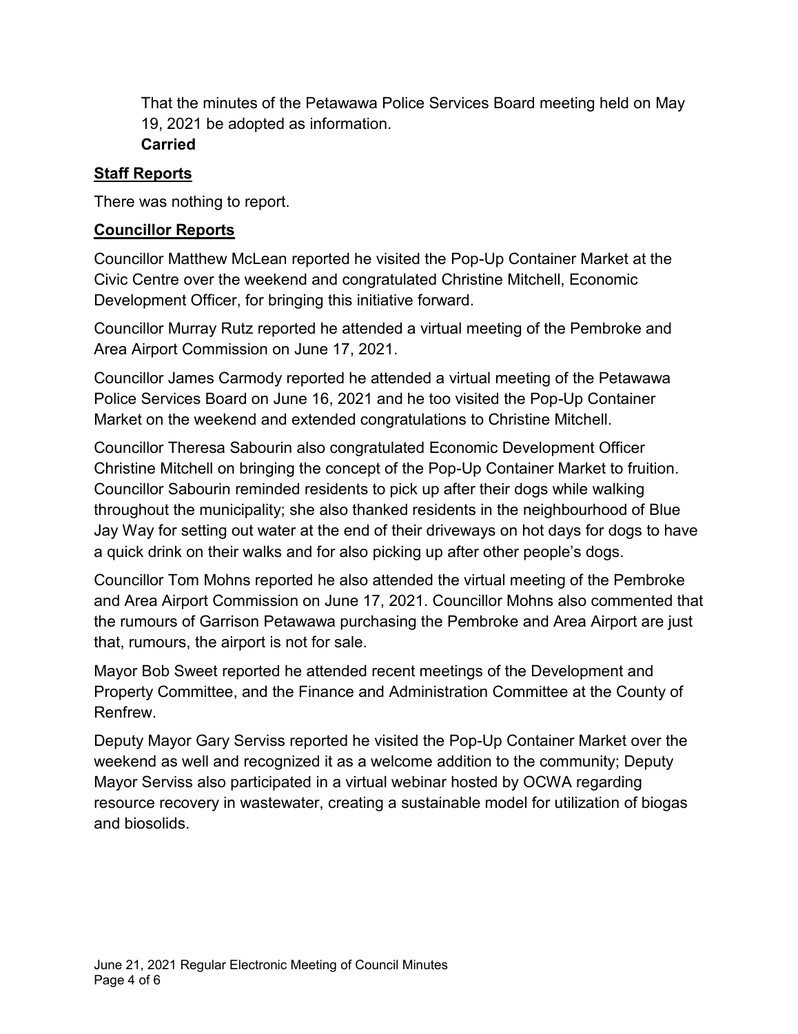That the minutes of the Petawawa Police Services Board meeting held on May 19, 2021 be adopted as information.
**Carried**

## Staff Reports

There was nothing to report.

## Councillor Reports

Councillor Matthew McLean reported he visited the Pop-Up Container Market at the Civic Centre over the weekend and congratulated Christine Mitchell, Economic Development Officer, for bringing this initiative forward.

Councillor Murray Rutz reported he attended a virtual meeting of the Pembroke and Area Airport Commission on June 17, 2021.

Councillor James Carmody reported he attended a virtual meeting of the Petawawa Police Services Board on June 16, 2021 and he too visited the Pop-Up Container Market on the weekend and extended congratulations to Christine Mitchell.

Councillor Theresa Sabourin also congratulated Economic Development Officer Christine Mitchell on bringing the concept of the Pop-Up Container Market to fruition. Councillor Sabourin reminded residents to pick up after their dogs while walking throughout the municipality; she also thanked residents in the neighbourhood of Blue Jay Way for setting out water at the end of their driveways on hot days for dogs to have a quick drink on their walks and for also picking up after other people's dogs.

Councillor Tom Mohns reported he also attended the virtual meeting of the Pembroke and Area Airport Commission on June 17, 2021. Councillor Mohns also commented that the rumours of Garrison Petawawa purchasing the Pembroke and Area Airport are just that, rumours, the airport is not for sale.

Mayor Bob Sweet reported he attended recent meetings of the Development and Property Committee, and the Finance and Administration Committee at the County of Renfrew.

Deputy Mayor Gary Serviss reported he visited the Pop-Up Container Market over the weekend as well and recognized it as a welcome addition to the community; Deputy Mayor Serviss also participated in a virtual webinar hosted by OCWA regarding resource recovery in wastewater, creating a sustainable model for utilization of biogas and biosolids.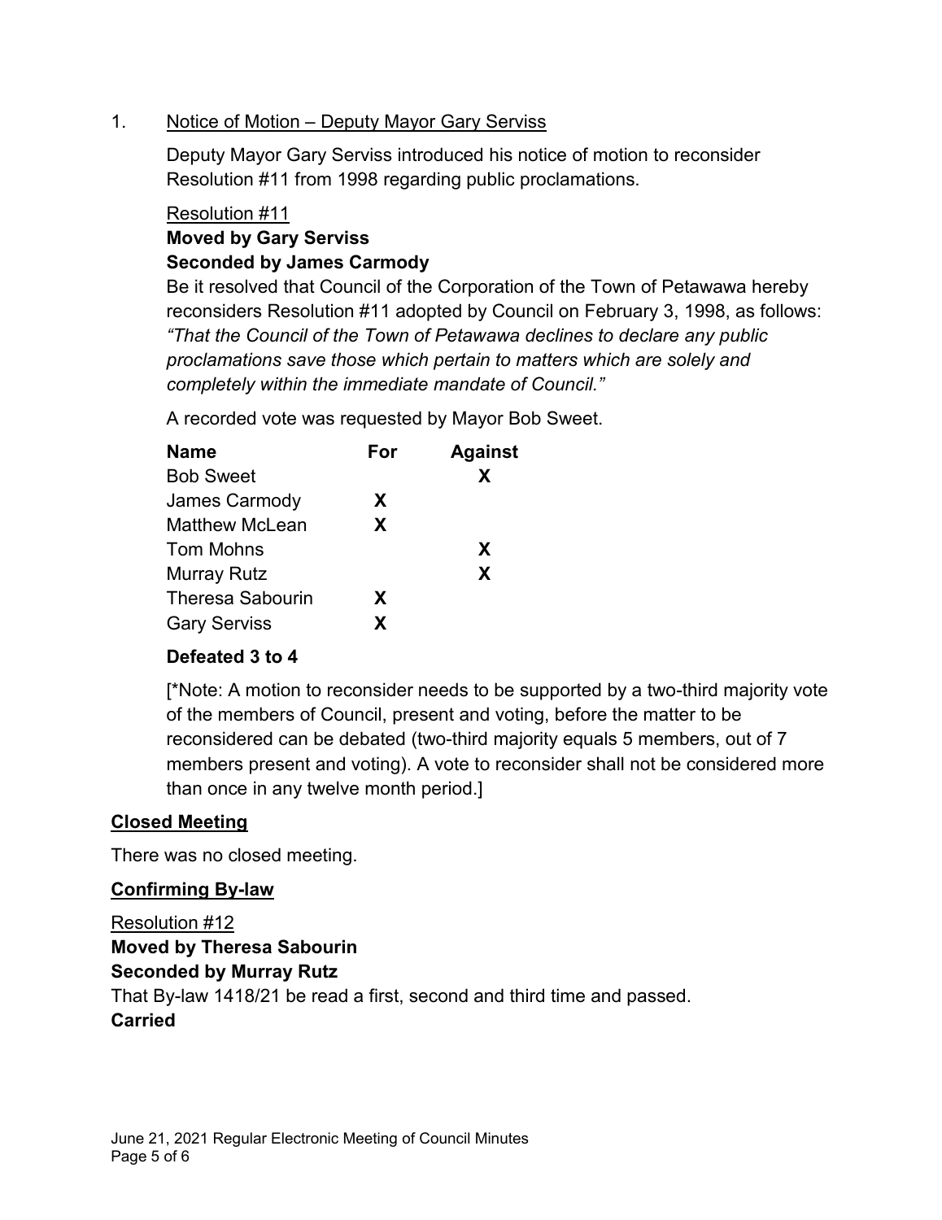1. Notice of Motion – Deputy Mayor Gary Serviss

Deputy Mayor Gary Serviss introduced his notice of motion to reconsider Resolution #11 from 1998 regarding public proclamations.

Resolution #11

**Moved by Gary Serviss**

**Seconded by James Carmody**

Be it resolved that Council of the Corporation of the Town of Petawawa hereby reconsiders Resolution #11 adopted by Council on February 3, 1998, as follows: *"That the Council of the Town of Petawawa declines to declare any public proclamations save those which pertain to matters which are solely and completely within the immediate mandate of Council."*

A recorded vote was requested by Mayor Bob Sweet.

| Name | For | Against |
|---|---|---|
| Bob Sweet | | X |
| James Carmody | X | |
| Matthew McLean | X | |
| Tom Mohns | | X |
| Murray Rutz | | X |
| Theresa Sabourin | X | |
| Gary Serviss | X | |

**Defeated 3 to 4**

[*Note: A motion to reconsider needs to be supported by a two-third majority vote of the members of Council, present and voting, before the matter to be reconsidered can be debated (two-third majority equals 5 members, out of 7 members present and voting). A vote to reconsider shall not be considered more than once in any twelve month period.]

## Closed Meeting

There was no closed meeting.

## Confirming By-law

Resolution #12

**Moved by Theresa Sabourin**

**Seconded by Murray Rutz**

That By-law 1418/21 be read a first, second and third time and passed.

**Carried**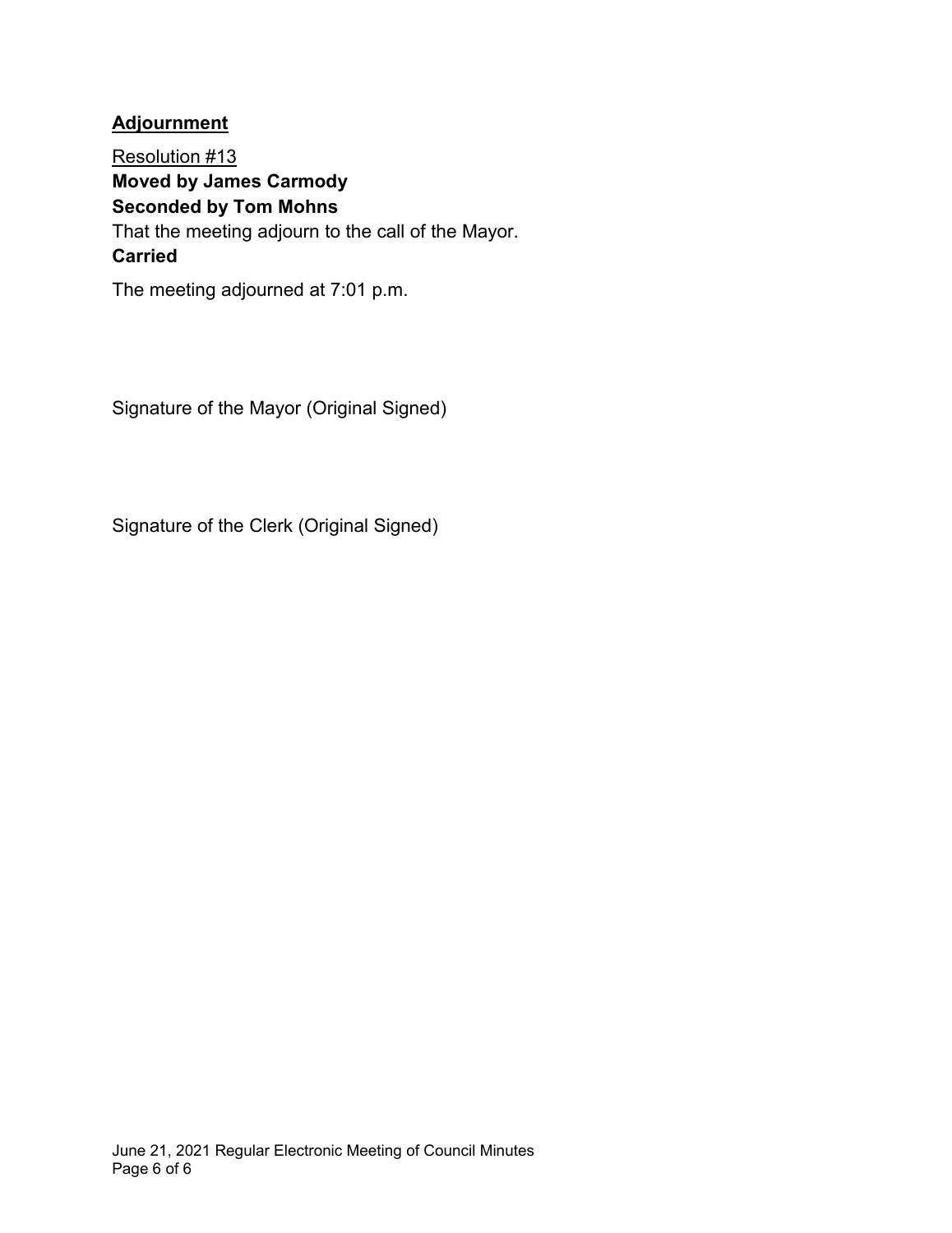**Adjournment**

Resolution #13

**Moved by James Carmody**

**Seconded by Tom Mohns**

That the meeting adjourn to the call of the Mayor.

**Carried**

The meeting adjourned at 7:01 p.m.

Signature of the Mayor (Original Signed)

Signature of the Clerk (Original Signed)